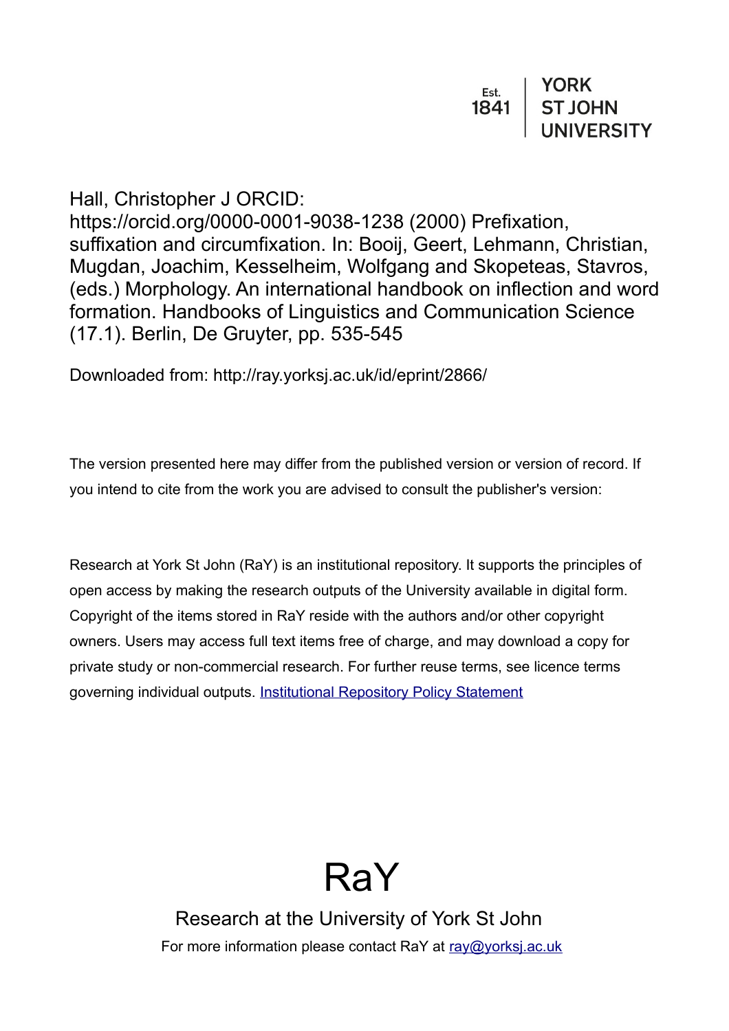Est.
1841

YORK
ST JOHN
UNIVERSITY

Hall, Christopher J ORCID: https://orcid.org/0000-0001-9038-1238 (2000) Prefixation, suffixation and circumfixation. In: Booij, Geert, Lehmann, Christian, Mugdan, Joachim, Kesselheim, Wolfgang and Skopeteas, Stavros, (eds.) Morphology. An international handbook on inflection and word formation. Handbooks of Linguistics and Communication Science (17.1). Berlin, De Gruyter, pp. 535-545

Downloaded from: http://ray.yorksj.ac.uk/id/eprint/2866/

The version presented here may differ from the published version or version of record. If you intend to cite from the work you are advised to consult the publisher's version:

Research at York St John (RaY) is an institutional repository. It supports the principles of open access by making the research outputs of the University available in digital form. Copyright of the items stored in RaY reside with the authors and/or other copyright owners. Users may access full text items free of charge, and may download a copy for private study or non-commercial research. For further reuse terms, see licence terms governing individual outputs. [Institutional Repository Policy Statement](#)

# RaY

Research at the University of York St John

For more information please contact RaY at [ray@yorksj.ac.uk](mailto:ray@yorksj.ac.uk)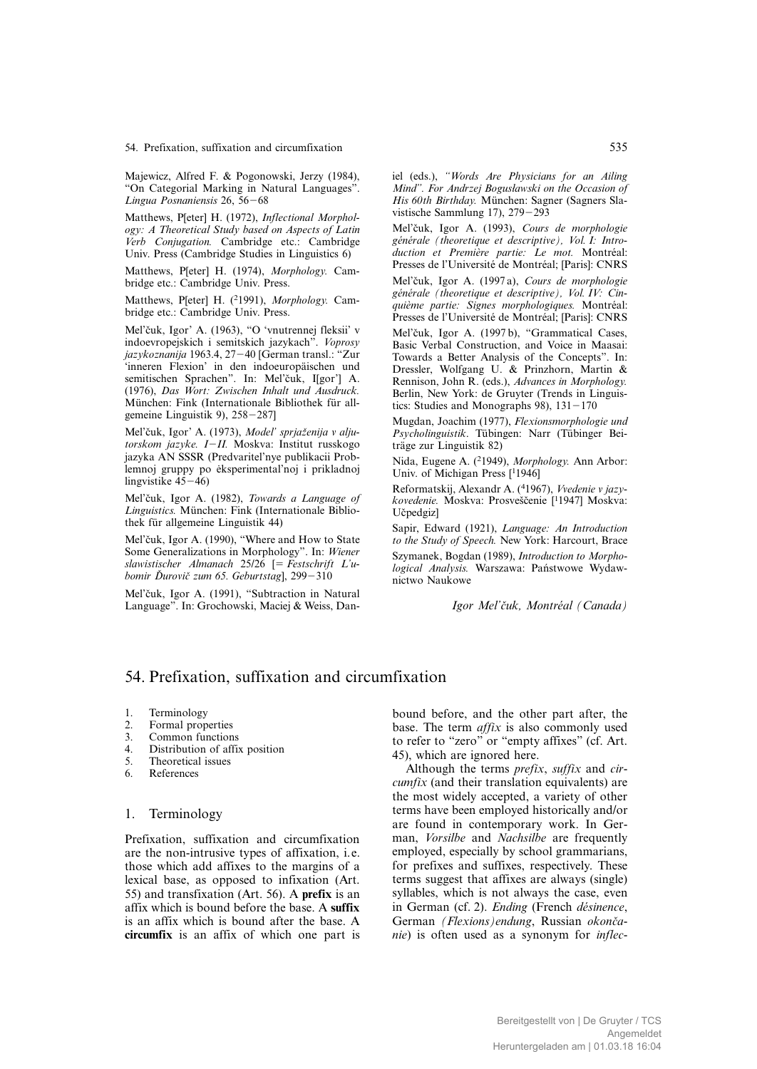Majewicz, Alfred F. & Pogonowski, Jerzy (1984), "On Categorial Marking in Natural Languages". *Lingua Posnaniensis* 26, 56–68

Matthews, P[eter] H. (1972), *Inflectional Morphology: A Theoretical Study based on Aspects of Latin Verb Conjugation.* Cambridge etc.: Cambridge Univ. Press (Cambridge Studies in Linguistics 6)

Matthews, P[eter] H. (1974), *Morphology.* Cambridge etc.: Cambridge Univ. Press.

Matthews, P[eter] H. ([2]1991), *Morphology.* Cambridge etc.: Cambridge Univ. Press.

Mel'čuk, Igor' A. (1963), "O 'vnutrennej fleksii' v indoevropejskich i semitskich jazykach". *Voprosy jazykoznanija* 1963.4, 27–40 [German transl.: "Zur 'inneren Flexion' in den indoeuropäischen und semitischen Sprachen". In: Mel'čuk, I[gor'] A. (1976), *Das Wort: Zwischen Inhalt und Ausdruck.* München: Fink (Internationale Bibliothek für allgemeine Linguistik 9), 258–287]

Mel'čuk, Igor' A. (1973), *Model' sprjaženija v aljutorskom jazyke. I–II.* Moskva: Institut russkogo jazyka AN SSSR (Predvaritel'nye publikacii Problemnoj gruppy po èksperimental'noj i prikladnoj lingvistike 45–46)

Mel'čuk, Igor A. (1982), *Towards a Language of Linguistics.* München: Fink (Internationale Bibliothek für allgemeine Linguistik 44)

Mel'čuk, Igor A. (1990), "Where and How to State Some Generalizations in Morphology". In: *Wiener slawistischer Almanach* 25/26 [= *Festschrift L'ubomir Ďurovič zum 65. Geburtstag*], 299–310

Mel'čuk, Igor A. (1991), "Subtraction in Natural Language". In: Grochowski, Maciej & Weiss, Daniel (eds.), *"Words Are Physicians for an Ailing Mind". For Andrzej Bogusławski on the Occasion of His 60th Birthday.* München: Sagner (Sagners Slavistische Sammlung 17), 279–293

Mel'čuk, Igor A. (1993), *Cours de morphologie générale (theoretique et descriptive), Vol. I: Introduction et Première partie: Le mot.* Montréal: Presses de l'Université de Montréal; [Paris]: CNRS

Mel'čuk, Igor A. (1997a), *Cours de morphologie générale (theoretique et descriptive), Vol. IV: Cinquième partie: Signes morphologiques.* Montréal: Presses de l'Université de Montréal; [Paris]: CNRS

Mel'čuk, Igor A. (1997b), "Grammatical Cases, Basic Verbal Construction, and Voice in Maasai: Towards a Better Analysis of the Concepts". In: Dressler, Wolfgang U. & Prinzhorn, Martin & Rennison, John R. (eds.), *Advances in Morphology.* Berlin, New York: de Gruyter (Trends in Linguistics: Studies and Monographs 98), 131–170

Mugdan, Joachim (1977), *Flexionsmorphologie und Psycholinguistik*. Tübingen: Narr (Tübinger Beiträge zur Linguistik 82)

Nida, Eugene A. ([2]1949), *Morphology.* Ann Arbor: Univ. of Michigan Press [[1]1946]

Reformatskij, Alexandr A. ([4]1967), *Vvedenie v jazykovedenie.* Moskva: Prosveščenie [[1]1947] Moskva: Učpedgiz]

Sapir, Edward (1921), *Language: An Introduction to the Study of Speech.* New York: Harcourt, Brace

Szymanek, Bogdan (1989), *Introduction to Morphological Analysis.* Warszawa: Państwowe Wydawnictwo Naukowe

*Igor Mel'čuk, Montréal (Canada)*

# 54. Prefixation, suffixation and circumfixation

1. Terminology
2. Formal properties
3. Common functions
4. Distribution of affix position
5. Theoretical issues
6. References

## 1. Terminology

Prefixation, suffixation and circumfixation are the non-intrusive types of affixation, i.e. those which add affixes to the margins of a lexical base, as opposed to infixation (Art. 55) and transfixation (Art. 56). A **prefix** is an affix which is bound before the base. A **suffix** is an affix which is bound after the base. A **circumfix** is an affix of which one part is bound before, and the other part after, the base. The term *affix* is also commonly used to refer to "zero" or "empty affixes" (cf. Art. 45), which are ignored here.

Although the terms *prefix*, *suffix* and *circumfix* (and their translation equivalents) are the most widely accepted, a variety of other terms have been employed historically and/or are found in contemporary work. In German, *Vorsilbe* and *Nachsilbe* are frequently employed, especially by school grammarians, for prefixes and suffixes, respectively. These terms suggest that affixes are always (single) syllables, which is not always the case, even in German (cf. 2). *Ending* (French *désinence*, German *(Flexions)endung*, Russian *okončanie*) is often used as a synonym for *inflec-*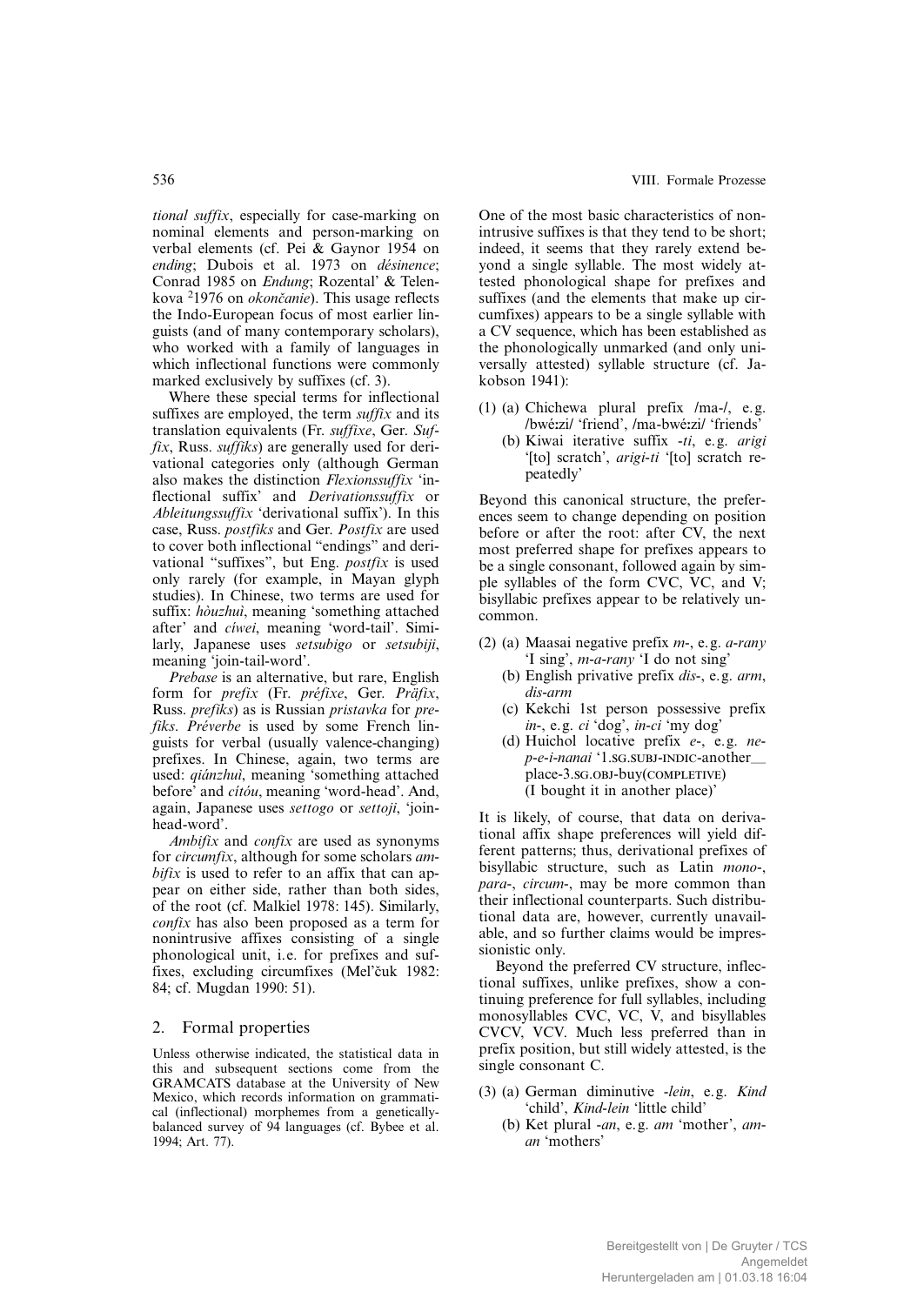*tional suffix*, especially for case-marking on nominal elements and person-marking on verbal elements (cf. Pei & Gaynor 1954 on *ending*; Dubois et al. 1973 on *désinence*; Conrad 1985 on *Endung*; Rozental' & Telenkova [2]1976 on *okončanie*). This usage reflects the Indo-European focus of most earlier linguists (and of many contemporary scholars), who worked with a family of languages in which inflectional functions were commonly marked exclusively by suffixes (cf. 3).

Where these special terms for inflectional suffixes are employed, the term *suffix* and its translation equivalents (Fr. *suffixe*, Ger. *Suffix*, Russ. *suffiks*) are generally used for derivational categories only (although German also makes the distinction *Flexionssuffix* 'inflectional suffix' and *Derivationssuffix* or *Ableitungssuffix* 'derivational suffix'). In this case, Russ. *postfiks* and Ger. *Postfix* are used to cover both inflectional "endings" and derivational "suffixes", but Eng. *postfix* is used only rarely (for example, in Mayan glyph studies). In Chinese, two terms are used for suffix: *hòuzhuì*, meaning 'something attached after' and *cíwei*, meaning 'word-tail'. Similarly, Japanese uses *setsubigo* or *setsubiji*, meaning 'join-tail-word'.

*Prebase* is an alternative, but rare, English form for *prefix* (Fr. *préfixe*, Ger. *Präfix*, Russ. *prefiks*) as is Russian *pristavka* for *prefiks*. *Préverbe* is used by some French linguists for verbal (usually valence-changing) prefixes. In Chinese, again, two terms are used: *qiánzhuì*, meaning 'something attached before' and *cítóu*, meaning 'word-head'. And, again, Japanese uses *settogo* or *settoji*, 'join-head-word'.

*Ambifix* and *confix* are used as synonyms for *circumfix*, although for some scholars *ambifix* is used to refer to an affix that can appear on either side, rather than both sides, of the root (cf. Malkiel 1978: 145). Similarly, *confix* has also been proposed as a term for nonintrusive affixes consisting of a single phonological unit, i.e. for prefixes and suffixes, excluding circumfixes (Mel'čuk 1982: 84; cf. Mugdan 1990: 51).

## 2. Formal properties

Unless otherwise indicated, the statistical data in this and subsequent sections come from the GRAMCATS database at the University of New Mexico, which records information on grammatical (inflectional) morphemes from a genetically-balanced survey of 94 languages (cf. Bybee et al. 1994; Art. 77).

One of the most basic characteristics of nonintrusive suffixes is that they tend to be short; indeed, it seems that they rarely extend beyond a single syllable. The most widely attested phonological shape for prefixes and suffixes (and the elements that make up circumfixes) appears to be a single syllable with a CV sequence, which has been established as the phonologically unmarked (and only universally attested) syllable structure (cf. Jakobson 1941):

(1) (a) Chichewa plural prefix /ma-/, e.g. /bwé:zi/ 'friend', /ma-bwé:zi/ 'friends'
 (b) Kiwai iterative suffix *-ti*, e.g. *arigi* '[to] scratch', *arigi-ti* '[to] scratch repeatedly'

Beyond this canonical structure, the preferences seem to change depending on position before or after the root: after CV, the next most preferred shape for prefixes appears to be a single consonant, followed again by simple syllables of the form CVC, VC, and V; bisyllabic prefixes appear to be relatively uncommon.

(2) (a) Maasai negative prefix *m-*, e.g. *a-rany* 'I sing', *m-a-rany* 'I do not sing'
 (b) English privative prefix *dis-*, e.g. *arm*, *dis-arm*
 (c) Kekchi 1st person possessive prefix *in-*, e.g. *ci* 'dog', *in-ci* 'my dog'
 (d) Huichol locative prefix *e-*, e.g. *ne-p-e-i-nanai* '1.SG.SUBJ-INDIC-another_ place-3.SG.OBJ-buy(COMPLETIVE) (I bought it in another place)'

It is likely, of course, that data on derivational affix shape preferences will yield different patterns; thus, derivational prefixes of bisyllabic structure, such as Latin *mono-*, *para-*, *circum-*, may be more common than their inflectional counterparts. Such distributional data are, however, currently unavailable, and so further claims would be impressionistic only.

Beyond the preferred CV structure, inflectional suffixes, unlike prefixes, show a continuing preference for full syllables, including monosyllables CVC, VC, V, and bisyllables CVCV, VCV. Much less preferred than in prefix position, but still widely attested, is the single consonant C.

(3) (a) German diminutive *-lein*, e.g. *Kind* 'child', *Kind-lein* 'little child'
 (b) Ket plural *-an*, e.g. *am* 'mother', *am-an* 'mothers'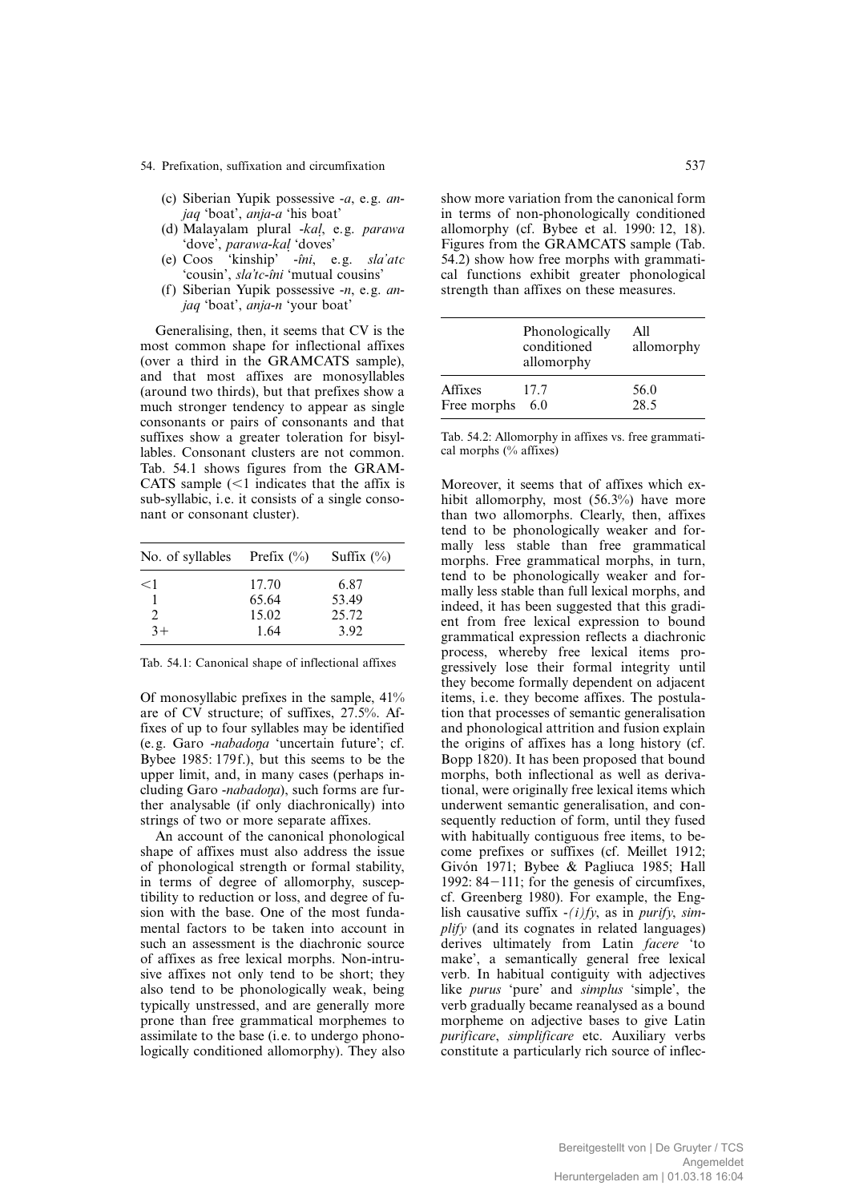(c) Siberian Yupik possessive *-a*, e.g. *anjaq* 'boat', *anja-a* 'his boat'
(d) Malayalam plural *-kaḷ*, e.g. *parawa* 'dove', *parawa-kaḷ* 'doves'
(e) Coos 'kinship' *-îni*, e.g. *sla'atc* 'cousin', *sla'tc-îni* 'mutual cousins'
(f) Siberian Yupik possessive *-n*, e.g. *anjaq* 'boat', *anja-n* 'your boat'

Generalising, then, it seems that CV is the most common shape for inflectional affixes (over a third in the GRAMCATS sample), and that most affixes are monosyllables (around two thirds), but that prefixes show a much stronger tendency to appear as single consonants or pairs of consonants and that suffixes show a greater toleration for bisyllables. Consonant clusters are not common. Tab. 54.1 shows figures from the GRAMCATS sample (<1 indicates that the affix is sub-syllabic, i.e. it consists of a single consonant or consonant cluster).

| No. of syllables | Prefix (%) | Suffix (%) |
|---|---|---|
| <1 | 17.70 | 6.87 |
| 1 | 65.64 | 53.49 |
| 2 | 15.02 | 25.72 |
| 3+ | 1.64 | 3.92 |

Tab. 54.1: Canonical shape of inflectional affixes

Of monosyllabic prefixes in the sample, 41% are of CV structure; of suffixes, 27.5%. Affixes of up to four syllables may be identified (e.g. Garo *-nabadoŋa* 'uncertain future'; cf. Bybee 1985: 179f.), but this seems to be the upper limit, and, in many cases (perhaps including Garo *-nabadoŋa*), such forms are further analysable (if only diachronically) into strings of two or more separate affixes.

An account of the canonical phonological shape of affixes must also address the issue of phonological strength or formal stability, in terms of degree of allomorphy, susceptibility to reduction or loss, and degree of fusion with the base. One of the most fundamental factors to be taken into account in such an assessment is the diachronic source of affixes as free lexical morphs. Non-intrusive affixes not only tend to be short; they also tend to be phonologically weak, being typically unstressed, and are generally more prone than free grammatical morphemes to assimilate to the base (i.e. to undergo phonologically conditioned allomorphy). They also show more variation from the canonical form in terms of non-phonologically conditioned allomorphy (cf. Bybee et al. 1990: 12, 18). Figures from the GRAMCATS sample (Tab. 54.2) show how free morphs with grammatical functions exhibit greater phonological strength than affixes on these measures.

| | Phonologically conditioned allomorphy | All allomorphy |
|---|---|---|
| Affixes | 17.7 | 56.0 |
| Free morphs | 6.0 | 28.5 |

Tab. 54.2: Allomorphy in affixes vs. free grammatical morphs (% affixes)

Moreover, it seems that of affixes which exhibit allomorphy, most (56.3%) have more than two allomorphs. Clearly, then, affixes tend to be phonologically weaker and formally less stable than free grammatical morphs. Free grammatical morphs, in turn, tend to be phonologically weaker and formally less stable than full lexical morphs, and indeed, it has been suggested that this gradient from free lexical expression to bound grammatical expression reflects a diachronic process, whereby free lexical items progressively lose their formal integrity until they become formally dependent on adjacent items, i.e. they become affixes. The postulation that processes of semantic generalisation and phonological attrition and fusion explain the origins of affixes has a long history (cf. Bopp 1820). It has been proposed that bound morphs, both inflectional as well as derivational, were originally free lexical items which underwent semantic generalisation, and consequently reduction of form, until they fused with habitually contiguous free items, to become prefixes or suffixes (cf. Meillet 1912; Givón 1971; Bybee & Pagliuca 1985; Hall 1992: 84–111; for the genesis of circumfixes, cf. Greenberg 1980). For example, the English causative suffix *-(i)fy*, as in *purify*, *simplify* (and its cognates in related languages) derives ultimately from Latin *facere* 'to make', a semantically general free lexical verb. In habitual contiguity with adjectives like *purus* 'pure' and *simplus* 'simple', the verb gradually became reanalysed as a bound morpheme on adjective bases to give Latin *purificare*, *simplificare* etc. Auxiliary verbs constitute a particularly rich source of inflec-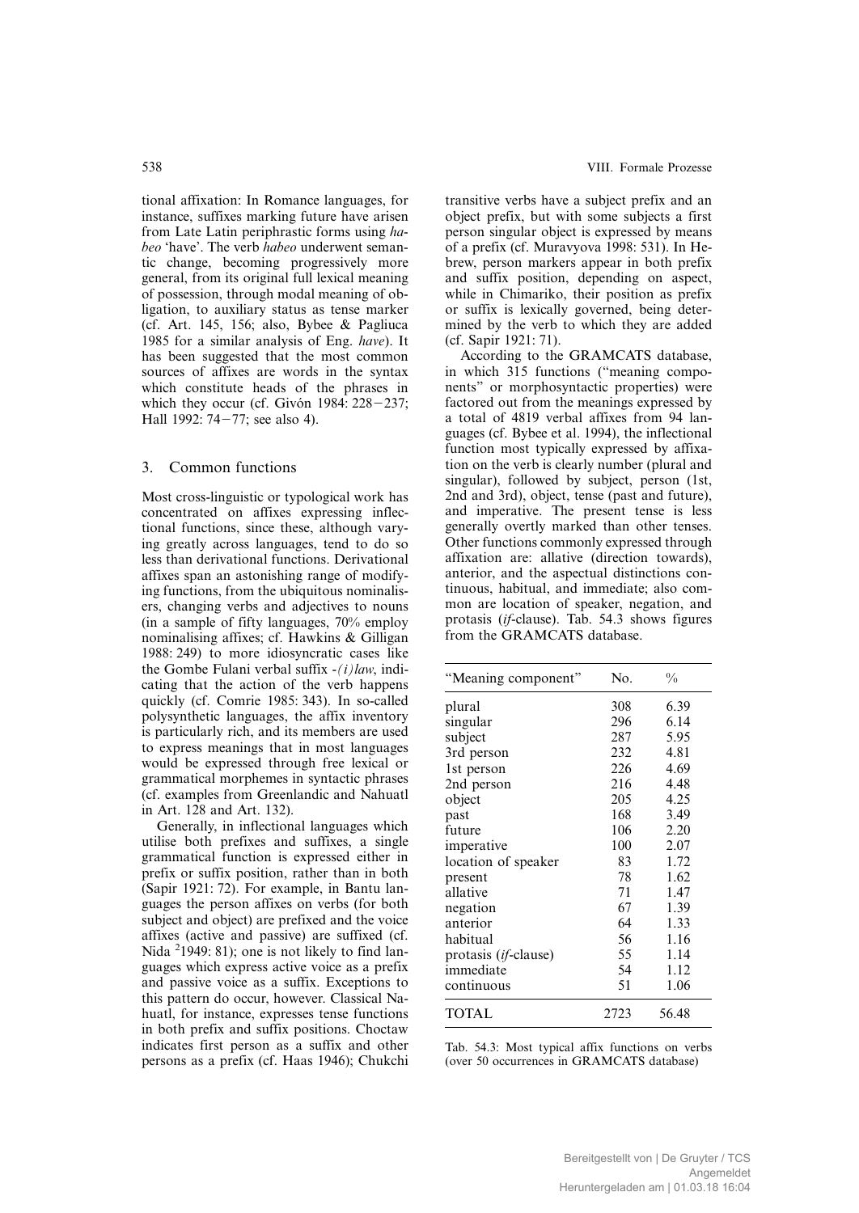tional affixation: In Romance languages, for instance, suffixes marking future have arisen from Late Latin periphrastic forms using *habeo* 'have'. The verb *habeo* underwent semantic change, becoming progressively more general, from its original full lexical meaning of possession, through modal meaning of obligation, to auxiliary status as tense marker (cf. Art. 145, 156; also, Bybee & Pagliuca 1985 for a similar analysis of Eng. *have*). It has been suggested that the most common sources of affixes are words in the syntax which constitute heads of the phrases in which they occur (cf. Givón 1984: 228–237; Hall 1992: 74–77; see also 4).

## 3. Common functions

Most cross-linguistic or typological work has concentrated on affixes expressing inflectional functions, since these, although varying greatly across languages, tend to do so less than derivational functions. Derivational affixes span an astonishing range of modifying functions, from the ubiquitous nominalisers, changing verbs and adjectives to nouns (in a sample of fifty languages, 70% employ nominalising affixes; cf. Hawkins & Gilligan 1988: 249) to more idiosyncratic cases like the Gombe Fulani verbal suffix *-(i)law*, indicating that the action of the verb happens quickly (cf. Comrie 1985: 343). In so-called polysynthetic languages, the affix inventory is particularly rich, and its members are used to express meanings that in most languages would be expressed through free lexical or grammatical morphemes in syntactic phrases (cf. examples from Greenlandic and Nahuatl in Art. 128 and Art. 132).

Generally, in inflectional languages which utilise both prefixes and suffixes, a single grammatical function is expressed either in prefix or suffix position, rather than in both (Sapir 1921: 72). For example, in Bantu languages the person affixes on verbs (for both subject and object) are prefixed and the voice affixes (active and passive) are suffixed (cf. Nida [2]1949: 81); one is not likely to find languages which express active voice as a prefix and passive voice as a suffix. Exceptions to this pattern do occur, however. Classical Nahuatl, for instance, expresses tense functions in both prefix and suffix positions. Choctaw indicates first person as a suffix and other persons as a prefix (cf. Haas 1946); Chukchi transitive verbs have a subject prefix and an object prefix, but with some subjects a first person singular object is expressed by means of a prefix (cf. Muravyova 1998: 531). In Hebrew, person markers appear in both prefix and suffix position, depending on aspect, while in Chimariko, their position as prefix or suffix is lexically governed, being determined by the verb to which they are added (cf. Sapir 1921: 71).

According to the GRAMCATS database, in which 315 functions ("meaning components" or morphosyntactic properties) were factored out from the meanings expressed by a total of 4819 verbal affixes from 94 languages (cf. Bybee et al. 1994), the inflectional function most typically expressed by affixation on the verb is clearly number (plural and singular), followed by subject, person (1st, 2nd and 3rd), object, tense (past and future), and imperative. The present tense is less generally overtly marked than other tenses. Other functions commonly expressed through affixation are: allative (direction towards), anterior, and the aspectual distinctions continuous, habitual, and immediate; also common are location of speaker, negation, and protasis (*if*-clause). Tab. 54.3 shows figures from the GRAMCATS database.

| "Meaning component" | No. | % |
|---|---|---|
| plural | 308 | 6.39 |
| singular | 296 | 6.14 |
| subject | 287 | 5.95 |
| 3rd person | 232 | 4.81 |
| 1st person | 226 | 4.69 |
| 2nd person | 216 | 4.48 |
| object | 205 | 4.25 |
| past | 168 | 3.49 |
| future | 106 | 2.20 |
| imperative | 100 | 2.07 |
| location of speaker | 83 | 1.72 |
| present | 78 | 1.62 |
| allative | 71 | 1.47 |
| negation | 67 | 1.39 |
| anterior | 64 | 1.33 |
| habitual | 56 | 1.16 |
| protasis (*if*-clause) | 55 | 1.14 |
| immediate | 54 | 1.12 |
| continuous | 51 | 1.06 |
| TOTAL | 2723 | 56.48 |

Tab. 54.3: Most typical affix functions on verbs (over 50 occurrences in GRAMCATS database)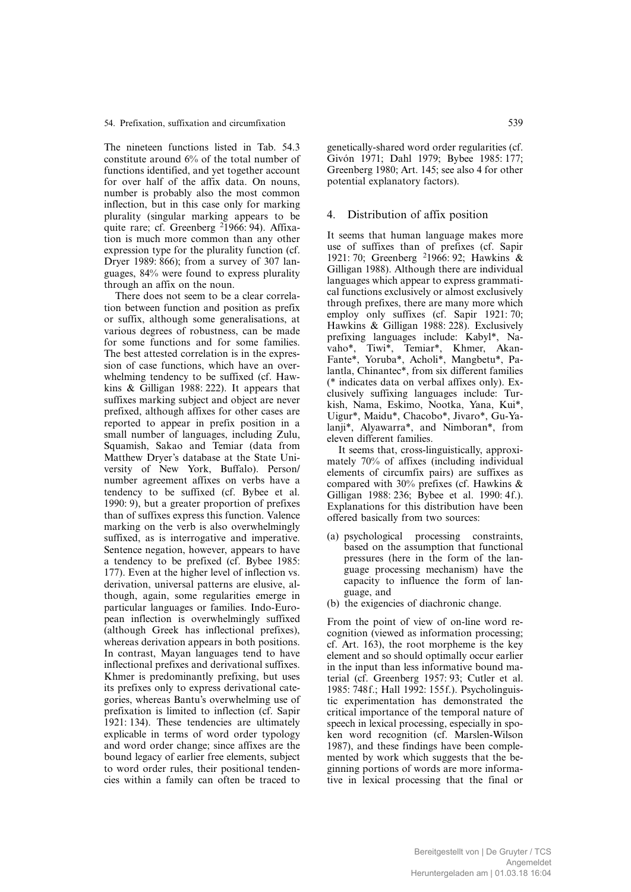The nineteen functions listed in Tab. 54.3 constitute around 6% of the total number of functions identified, and yet together account for over half of the affix data. On nouns, number is probably also the most common inflection, but in this case only for marking plurality (singular marking appears to be quite rare; cf. Greenberg [2]1966: 94). Affixation is much more common than any other expression type for the plurality function (cf. Dryer 1989: 866); from a survey of 307 languages, 84% were found to express plurality through an affix on the noun.

There does not seem to be a clear correlation between function and position as prefix or suffix, although some generalisations, at various degrees of robustness, can be made for some functions and for some families. The best attested correlation is in the expression of case functions, which have an overwhelming tendency to be suffixed (cf. Hawkins & Gilligan 1988: 222). It appears that suffixes marking subject and object are never prefixed, although affixes for other cases are reported to appear in prefix position in a small number of languages, including Zulu, Squamish, Sakao and Temiar (data from Matthew Dryer's database at the State University of New York, Buffalo). Person/number agreement affixes on verbs have a tendency to be suffixed (cf. Bybee et al. 1990: 9), but a greater proportion of prefixes than of suffixes express this function. Valence marking on the verb is also overwhelmingly suffixed, as is interrogative and imperative. Sentence negation, however, appears to have a tendency to be prefixed (cf. Bybee 1985: 177). Even at the higher level of inflection vs. derivation, universal patterns are elusive, although, again, some regularities emerge in particular languages or families. Indo-European inflection is overwhelmingly suffixed (although Greek has inflectional prefixes), whereas derivation appears in both positions. In contrast, Mayan languages tend to have inflectional prefixes and derivational suffixes. Khmer is predominantly prefixing, but uses its prefixes only to express derivational categories, whereas Bantu's overwhelming use of prefixation is limited to inflection (cf. Sapir 1921: 134). These tendencies are ultimately explicable in terms of word order typology and word order change; since affixes are the bound legacy of earlier free elements, subject to word order rules, their positional tendencies within a family can often be traced to genetically-shared word order regularities (cf. Givón 1971; Dahl 1979; Bybee 1985: 177; Greenberg 1980; Art. 145; see also 4 for other potential explanatory factors).

## 4. Distribution of affix position

It seems that human language makes more use of suffixes than of prefixes (cf. Sapir 1921: 70; Greenberg [2]1966: 92; Hawkins & Gilligan 1988). Although there are individual languages which appear to express grammatical functions exclusively or almost exclusively through prefixes, there are many more which employ only suffixes (cf. Sapir 1921: 70; Hawkins & Gilligan 1988: 228). Exclusively prefixing languages include: Kabyl*, Navaho*, Tiwi*, Temiar*, Khmer, Akan-Fante*, Yoruba*, Acholi*, Mangbetu*, Palantla, Chinantec*, from six different families (* indicates data on verbal affixes only). Exclusively suffixing languages include: Turkish, Nama, Eskimo, Nootka, Yana, Kui*, Uigur*, Maidu*, Chacobo*, Jivaro*, Gu-Yalanji*, Alyawarra*, and Nimboran*, from eleven different families.

It seems that, cross-linguistically, approximately 70% of affixes (including individual elements of circumfix pairs) are suffixes as compared with 30% prefixes (cf. Hawkins & Gilligan 1988: 236; Bybee et al. 1990: 4f.). Explanations for this distribution have been offered basically from two sources:

(a) psychological processing constraints, based on the assumption that functional pressures (here in the form of the language processing mechanism) have the capacity to influence the form of language, and
(b) the exigencies of diachronic change.

From the point of view of on-line word recognition (viewed as information processing; cf. Art. 163), the root morpheme is the key element and so should optimally occur earlier in the input than less informative bound material (cf. Greenberg 1957: 93; Cutler et al. 1985: 748f.; Hall 1992: 155f.). Psycholinguistic experimentation has demonstrated the critical importance of the temporal nature of speech in lexical processing, especially in spoken word recognition (cf. Marslen-Wilson 1987), and these findings have been complemented by work which suggests that the beginning portions of words are more informative in lexical processing that the final or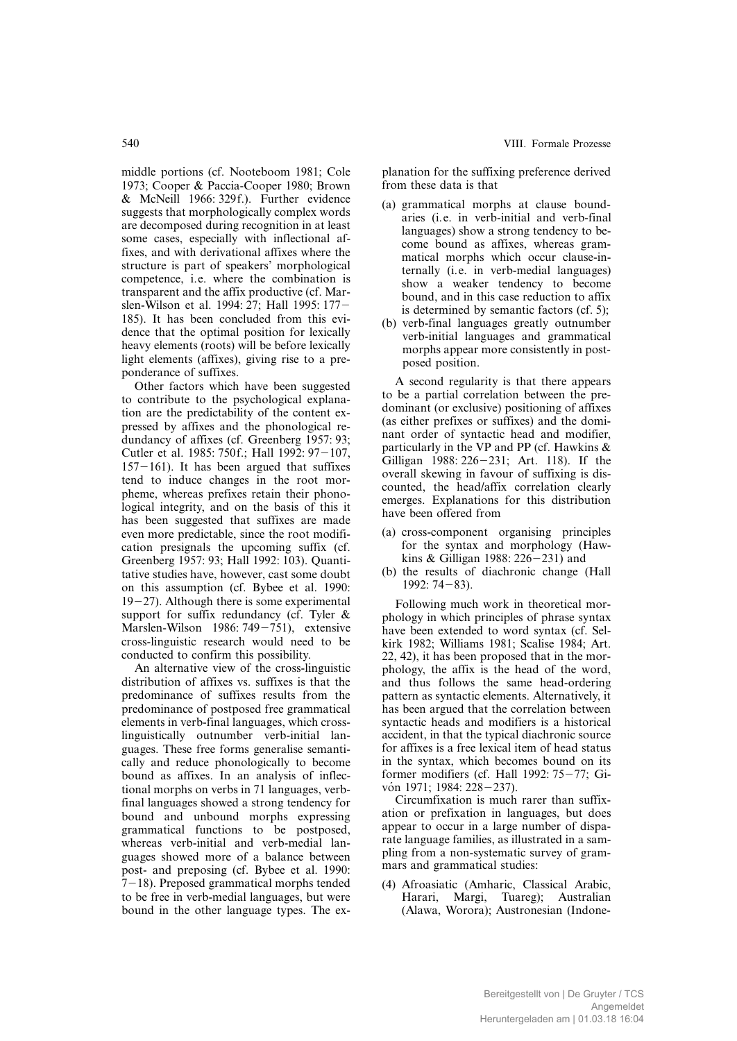middle portions (cf. Nooteboom 1981; Cole 1973; Cooper & Paccia-Cooper 1980; Brown & McNeill 1966: 329f.). Further evidence suggests that morphologically complex words are decomposed during recognition in at least some cases, especially with inflectional affixes, and with derivational affixes where the structure is part of speakers' morphological competence, i.e. where the combination is transparent and the affix productive (cf. Marslen-Wilson et al. 1994: 27; Hall 1995: 177−185). It has been concluded from this evidence that the optimal position for lexically heavy elements (roots) will be before lexically light elements (affixes), giving rise to a preponderance of suffixes.

Other factors which have been suggested to contribute to the psychological explanation are the predictability of the content expressed by affixes and the phonological redundancy of affixes (cf. Greenberg 1957: 93; Cutler et al. 1985: 750f.; Hall 1992: 97−107, 157−161). It has been argued that suffixes tend to induce changes in the root morpheme, whereas prefixes retain their phonological integrity, and on the basis of this it has been suggested that suffixes are made even more predictable, since the root modification presignals the upcoming suffix (cf. Greenberg 1957: 93; Hall 1992: 103). Quantitative studies have, however, cast some doubt on this assumption (cf. Bybee et al. 1990: 19−27). Although there is some experimental support for suffix redundancy (cf. Tyler & Marslen-Wilson 1986: 749−751), extensive cross-linguistic research would need to be conducted to confirm this possibility.

An alternative view of the cross-linguistic distribution of affixes vs. suffixes is that the predominance of suffixes results from the predominance of postposed free grammatical elements in verb-final languages, which cross-linguistically outnumber verb-initial languages. These free forms generalise semantically and reduce phonologically to become bound as affixes. In an analysis of inflectional morphs on verbs in 71 languages, verb-final languages showed a strong tendency for bound and unbound morphs expressing grammatical functions to be postposed, whereas verb-initial and verb-medial languages showed more of a balance between post- and preposing (cf. Bybee et al. 1990: 7−18). Preposed grammatical morphs tended to be free in verb-medial languages, but were bound in the other language types. The explanation for the suffixing preference derived from these data is that

(a) grammatical morphs at clause boundaries (i.e. in verb-initial and verb-final languages) show a strong tendency to become bound as affixes, whereas grammatical morphs which occur clause-internally (i.e. in verb-medial languages) show a weaker tendency to become bound, and in this case reduction to affix is determined by semantic factors (cf. 5);
(b) verb-final languages greatly outnumber verb-initial languages and grammatical morphs appear more consistently in postposed position.

A second regularity is that there appears to be a partial correlation between the predominant (or exclusive) positioning of affixes (as either prefixes or suffixes) and the dominant order of syntactic head and modifier, particularly in the VP and PP (cf. Hawkins & Gilligan 1988: 226−231; Art. 118). If the overall skewing in favour of suffixing is discounted, the head/affix correlation clearly emerges. Explanations for this distribution have been offered from

(a) cross-component organising principles for the syntax and morphology (Hawkins & Gilligan 1988: 226−231) and
(b) the results of diachronic change (Hall 1992: 74−83).

Following much work in theoretical morphology in which principles of phrase syntax have been extended to word syntax (cf. Selkirk 1982; Williams 1981; Scalise 1984; Art. 22, 42), it has been proposed that in the morphology, the affix is the head of the word, and thus follows the same head-ordering pattern as syntactic elements. Alternatively, it has been argued that the correlation between syntactic heads and modifiers is a historical accident, in that the typical diachronic source for affixes is a free lexical item of head status in the syntax, which becomes bound on its former modifiers (cf. Hall 1992: 75−77; Givón 1971; 1984: 228−237).

Circumfixation is much rarer than suffixation or prefixation in languages, but does appear to occur in a large number of disparate language families, as illustrated in a sampling from a non-systematic survey of grammars and grammatical studies:

(4) Afroasiatic (Amharic, Classical Arabic, Harari, Margi, Tuareg); Australian (Alawa, Worora); Austronesian (Indone-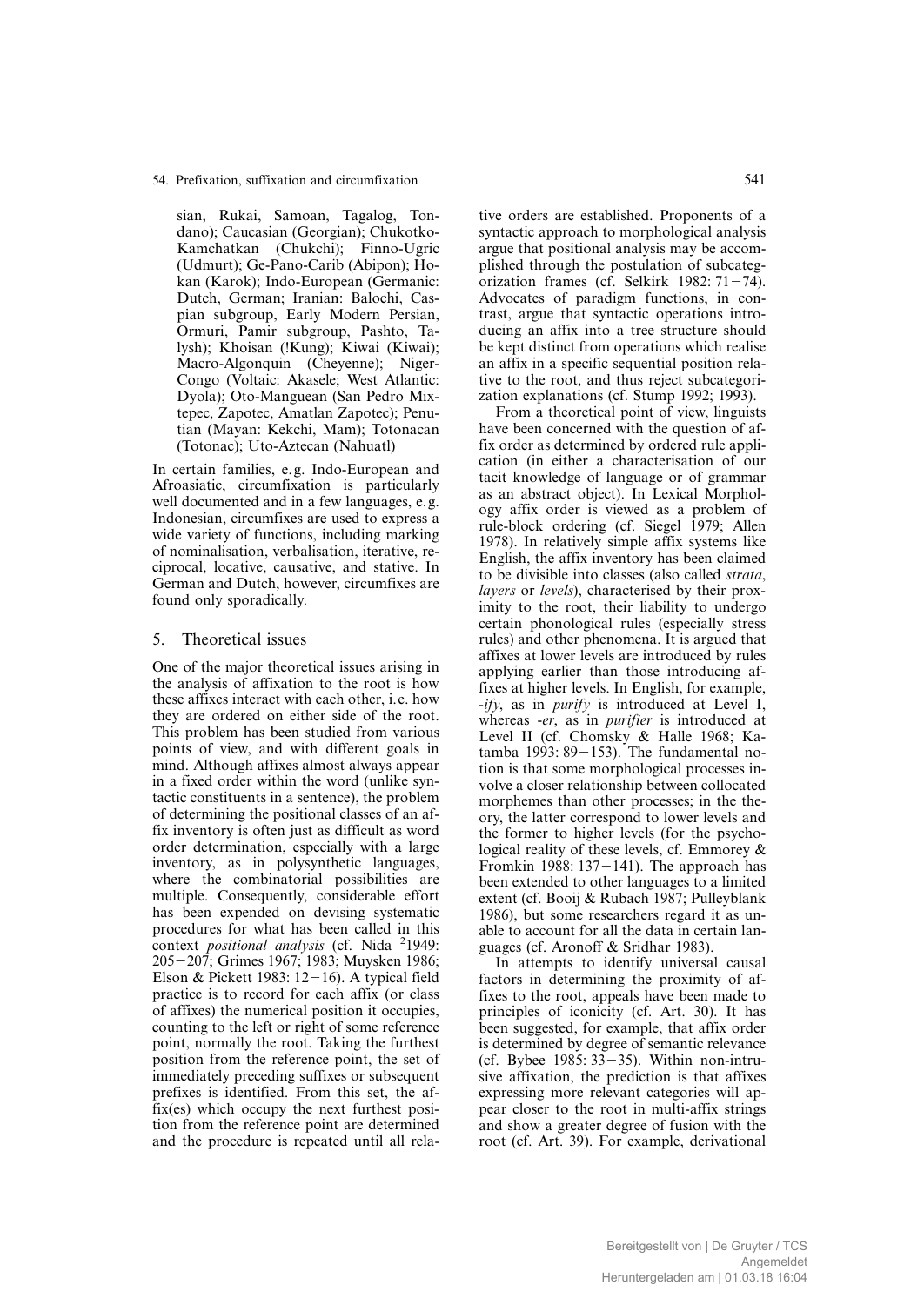sian, Rukai, Samoan, Tagalog, Tondano); Caucasian (Georgian); Chukotko-Kamchatkan (Chukchi); Finno-Ugric (Udmurt); Ge-Pano-Carib (Abipon); Hokan (Karok); Indo-European (Germanic: Dutch, German; Iranian: Balochi, Caspian subgroup, Early Modern Persian, Ormuri, Pamir subgroup, Pashto, Talysh); Khoisan (!Kung); Kiwai (Kiwai); Macro-Algonquin (Cheyenne); Niger-Congo (Voltaic: Akasele; West Atlantic: Dyola); Oto-Manguean (San Pedro Mixtepec, Zapotec, Amatlan Zapotec); Penutian (Mayan: Kekchi, Mam); Totonacan (Totonac); Uto-Aztecan (Nahuatl)

In certain families, e.g. Indo-European and Afroasiatic, circumfixation is particularly well documented and in a few languages, e.g. Indonesian, circumfixes are used to express a wide variety of functions, including marking of nominalisation, verbalisation, iterative, reciprocal, locative, causative, and stative. In German and Dutch, however, circumfixes are found only sporadically.

## 5. Theoretical issues

One of the major theoretical issues arising in the analysis of affixation to the root is how these affixes interact with each other, i.e. how they are ordered on either side of the root. This problem has been studied from various points of view, and with different goals in mind. Although affixes almost always appear in a fixed order within the word (unlike syntactic constituents in a sentence), the problem of determining the positional classes of an affix inventory is often just as difficult as word order determination, especially with a large inventory, as in polysynthetic languages, where the combinatorial possibilities are multiple. Consequently, considerable effort has been expended on devising systematic procedures for what has been called in this context *positional analysis* (cf. Nida [2]1949: 205–207; Grimes 1967; 1983; Muysken 1986; Elson & Pickett 1983: 12–16). A typical field practice is to record for each affix (or class of affixes) the numerical position it occupies, counting to the left or right of some reference point, normally the root. Taking the furthest position from the reference point, the set of immediately preceding suffixes or subsequent prefixes is identified. From this set, the affix(es) which occupy the next furthest position from the reference point are determined and the procedure is repeated until all relative orders are established. Proponents of a syntactic approach to morphological analysis argue that positional analysis may be accomplished through the postulation of subcategorization frames (cf. Selkirk 1982: 71–74). Advocates of paradigm functions, in contrast, argue that syntactic operations introducing an affix into a tree structure should be kept distinct from operations which realise an affix in a specific sequential position relative to the root, and thus reject subcategorization explanations (cf. Stump 1992; 1993).

From a theoretical point of view, linguists have been concerned with the question of affix order as determined by ordered rule application (in either a characterisation of our tacit knowledge of language or of grammar as an abstract object). In Lexical Morphology affix order is viewed as a problem of rule-block ordering (cf. Siegel 1979; Allen 1978). In relatively simple affix systems like English, the affix inventory has been claimed to be divisible into classes (also called *strata*, *layers* or *levels*), characterised by their proximity to the root, their liability to undergo certain phonological rules (especially stress rules) and other phenomena. It is argued that affixes at lower levels are introduced by rules applying earlier than those introducing affixes at higher levels. In English, for example, *-ify*, as in *purify* is introduced at Level I, whereas *-er*, as in *purifier* is introduced at Level II (cf. Chomsky & Halle 1968; Katamba 1993: 89–153). The fundamental notion is that some morphological processes involve a closer relationship between collocated morphemes than other processes; in the theory, the latter correspond to lower levels and the former to higher levels (for the psychological reality of these levels, cf. Emmorey & Fromkin 1988: 137–141). The approach has been extended to other languages to a limited extent (cf. Booij & Rubach 1987; Pulleyblank 1986), but some researchers regard it as unable to account for all the data in certain languages (cf. Aronoff & Sridhar 1983).

In attempts to identify universal causal factors in determining the proximity of affixes to the root, appeals have been made to principles of iconicity (cf. Art. 30). It has been suggested, for example, that affix order is determined by degree of semantic relevance (cf. Bybee 1985: 33–35). Within non-intrusive affixation, the prediction is that affixes expressing more relevant categories will appear closer to the root in multi-affix strings and show a greater degree of fusion with the root (cf. Art. 39). For example, derivational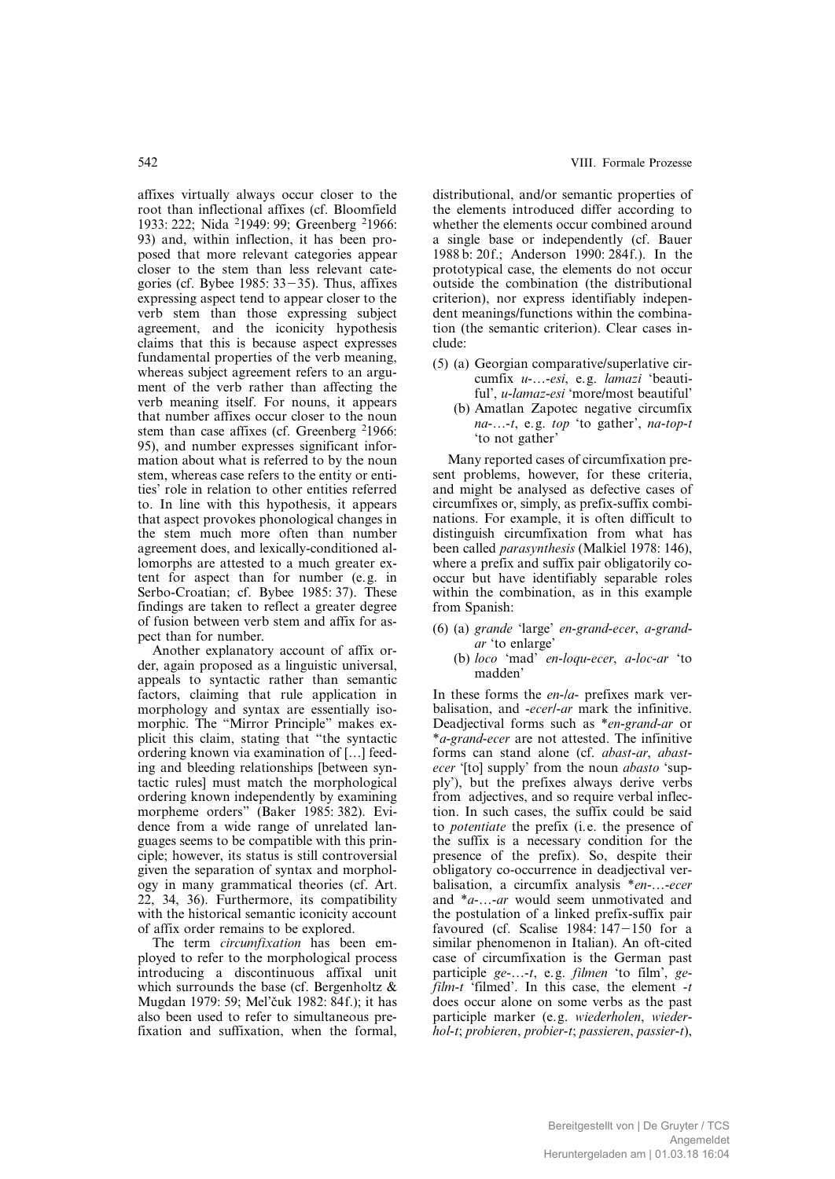affixes virtually always occur closer to the root than inflectional affixes (cf. Bloomfield 1933: 222; Nida [2]1949: 99; Greenberg [2]1966: 93) and, within inflection, it has been proposed that more relevant categories appear closer to the stem than less relevant categories (cf. Bybee 1985: 33–35). Thus, affixes expressing aspect tend to appear closer to the verb stem than those expressing subject agreement, and the iconicity hypothesis claims that this is because aspect expresses fundamental properties of the verb meaning, whereas subject agreement refers to an argument of the verb rather than affecting the verb meaning itself. For nouns, it appears that number affixes occur closer to the noun stem than case affixes (cf. Greenberg [2]1966: 95), and number expresses significant information about what is referred to by the noun stem, whereas case refers to the entity or entities' role in relation to other entities referred to. In line with this hypothesis, it appears that aspect provokes phonological changes in the stem much more often than number agreement does, and lexically-conditioned allomorphs are attested to a much greater extent for aspect than for number (e.g. in Serbo-Croatian; cf. Bybee 1985: 37). These findings are taken to reflect a greater degree of fusion between verb stem and affix for aspect than for number.

Another explanatory account of affix order, again proposed as a linguistic universal, appeals to syntactic rather than semantic factors, claiming that rule application in morphology and syntax are essentially isomorphic. The "Mirror Principle" makes explicit this claim, stating that "the syntactic ordering known via examination of […] feeding and bleeding relationships [between syntactic rules] must match the morphological ordering known independently by examining morpheme orders" (Baker 1985: 382). Evidence from a wide range of unrelated languages seems to be compatible with this principle; however, its status is still controversial given the separation of syntax and morphology in many grammatical theories (cf. Art. 22, 34, 36). Furthermore, its compatibility with the historical semantic iconicity account of affix order remains to be explored.

The term *circumfixation* has been employed to refer to the morphological process introducing a discontinuous affixal unit which surrounds the base (cf. Bergenholtz & Mugdan 1979: 59; Mel'čuk 1982: 84f.); it has also been used to refer to simultaneous prefixation and suffixation, when the formal, distributional, and/or semantic properties of the elements introduced differ according to whether the elements occur combined around a single base or independently (cf. Bauer 1988b: 20f.; Anderson 1990: 284f.). In the prototypical case, the elements do not occur outside the combination (the distributional criterion), nor express identifiably independent meanings/functions within the combination (the semantic criterion). Clear cases include:

(5) (a) Georgian comparative/superlative circumfix *u-…-esi*, e.g. *lamazi* 'beautiful', *u-lamaz-esi* 'more/most beautiful'
(b) Amatlan Zapotec negative circumfix *na-…-t*, e.g. *top* 'to gather', *na-top-t* 'to not gather'

Many reported cases of circumfixation present problems, however, for these criteria, and might be analysed as defective cases of circumfixes or, simply, as prefix-suffix combinations. For example, it is often difficult to distinguish circumfixation from what has been called *parasynthesis* (Malkiel 1978: 146), where a prefix and suffix pair obligatorily cooccur but have identifiably separable roles within the combination, as in this example from Spanish:

(6) (a) *grande* 'large' *en-grand-ecer*, *a-grand-ar* 'to enlarge'
(b) *loco* 'mad' *en-loqu-ecer*, *a-loc-ar* 'to madden'

In these forms the *en-/a-* prefixes mark verbalisation, and *-ecer/-ar* mark the infinitive. Deadjectival forms such as \**en-grand-ar* or \**a-grand-ecer* are not attested. The infinitive forms can stand alone (cf. *abast-ar*, *abast-ecer* '[to] supply' from the noun *abasto* 'supply'), but the prefixes always derive verbs from adjectives, and so require verbal inflection. In such cases, the suffix could be said to *potentiate* the prefix (i.e. the presence of the suffix is a necessary condition for the presence of the prefix). So, despite their obligatory co-occurrence in deadjectival verbalisation, a circumfix analysis \**en-…-ecer* and \**a-…-ar* would seem unmotivated and the postulation of a linked prefix-suffix pair favoured (cf. Scalise 1984: 147–150 for a similar phenomenon in Italian). An oft-cited case of circumfixation is the German past participle *ge-…-t*, e.g. *filmen* 'to film', *ge-film-t* 'filmed'. In this case, the element *-t* does occur alone on some verbs as the past participle marker (e.g. *wiederholen*, *wiederhol-t*; *probieren*, *probier-t*; *passieren*, *passier-t*),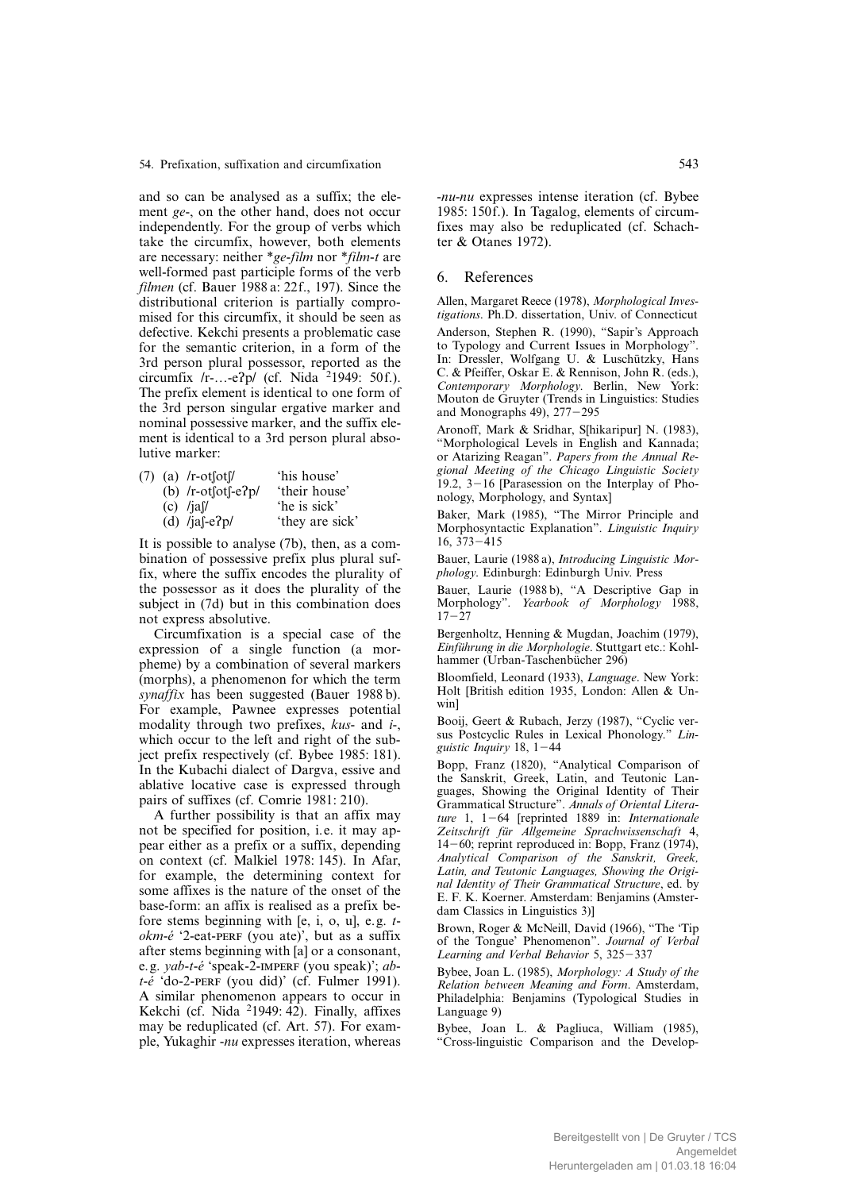and so can be analysed as a suffix; the element *ge-*, on the other hand, does not occur independently. For the group of verbs which take the circumfix, however, both elements are necessary: neither **ge-film* nor **film-t* are well-formed past participle forms of the verb *filmen* (cf. Bauer 1988 a: 22f., 197). Since the distributional criterion is partially compromised for this circumfix, it should be seen as defective. Kekchi presents a problematic case for the semantic criterion, in a form of the 3rd person plural possessor, reported as the circumfix /r-…-eʔp/ (cf. Nida [2]1949: 50f.). The prefix element is identical to one form of the 3rd person singular ergative marker and nominal possessive marker, and the suffix element is identical to a 3rd person plural absolutive marker:

(7) (a) /r-otʃotʃ/ 'his house'
 (b) /r-otʃotʃ-eʔp/ 'their house'
 (c) /jaʃ/ 'he is sick'
 (d) /jaʃ-eʔp/ 'they are sick'

It is possible to analyse (7b), then, as a combination of possessive prefix plus plural suffix, where the suffix encodes the plurality of the possessor as it does the plurality of the subject in (7d) but in this combination does not express absolutive.

Circumfixation is a special case of the expression of a single function (a morpheme) by a combination of several markers (morphs), a phenomenon for which the term *synaffix* has been suggested (Bauer 1988 b). For example, Pawnee expresses potential modality through two prefixes, *kus-* and *i-*, which occur to the left and right of the subject prefix respectively (cf. Bybee 1985: 181). In the Kubachi dialect of Dargva, essive and ablative locative case is expressed through pairs of suffixes (cf. Comrie 1981: 210).

A further possibility is that an affix may not be specified for position, i.e. it may appear either as a prefix or a suffix, depending on context (cf. Malkiel 1978: 145). In Afar, for example, the determining context for some affixes is the nature of the onset of the base-form: an affix is realised as a prefix before stems beginning with [e, i, o, u], e.g. *t-okm-é* '2-eat-PERF (you ate)', but as a suffix after stems beginning with [a] or a consonant, e.g. *yab-t-é* 'speak-2-IMPERF (you speak)'; *ab-t-é* 'do-2-PERF (you did)' (cf. Fulmer 1991). A similar phenomenon appears to occur in Kekchi (cf. Nida [2]1949: 42). Finally, affixes may be reduplicated (cf. Art. 57). For example, Yukaghir *-nu* expresses iteration, whereas *-nu-nu* expresses intense iteration (cf. Bybee 1985: 150f.). In Tagalog, elements of circumfixes may also be reduplicated (cf. Schachter & Otanes 1972).

## 6. References

Allen, Margaret Reece (1978), *Morphological Investigations*. Ph.D. dissertation, Univ. of Connecticut

Anderson, Stephen R. (1990), "Sapir's Approach to Typology and Current Issues in Morphology". In: Dressler, Wolfgang U. & Luschützky, Hans C. & Pfeiffer, Oskar E. & Rennison, John R. (eds.), *Contemporary Morphology*. Berlin, New York: Mouton de Gruyter (Trends in Linguistics: Studies and Monographs 49), 277–295

Aronoff, Mark & Sridhar, S[hikaripur] N. (1983), "Morphological Levels in English and Kannada; or Atarizing Reagan". *Papers from the Annual Regional Meeting of the Chicago Linguistic Society* 19.2, 3–16 [Parasession on the Interplay of Phonology, Morphology, and Syntax]

Baker, Mark (1985), "The Mirror Principle and Morphosyntactic Explanation". *Linguistic Inquiry* 16, 373–415

Bauer, Laurie (1988 a), *Introducing Linguistic Morphology*. Edinburgh: Edinburgh Univ. Press

Bauer, Laurie (1988 b), "A Descriptive Gap in Morphology". *Yearbook of Morphology* 1988, 17–27

Bergenholtz, Henning & Mugdan, Joachim (1979), *Einführung in die Morphologie*. Stuttgart etc.: Kohlhammer (Urban-Taschenbücher 296)

Bloomfield, Leonard (1933), *Language*. New York: Holt [British edition 1935, London: Allen & Unwin]

Booij, Geert & Rubach, Jerzy (1987), "Cyclic versus Postcyclic Rules in Lexical Phonology." *Linguistic Inquiry* 18, 1–44

Bopp, Franz (1820), "Analytical Comparison of the Sanskrit, Greek, Latin, and Teutonic Languages, Showing the Original Identity of Their Grammatical Structure". *Annals of Oriental Literature* 1, 1–64 [reprinted 1889 in: *Internationale Zeitschrift für Allgemeine Sprachwissenschaft* 4, 14–60; reprint reproduced in: Bopp, Franz (1974), *Analytical Comparison of the Sanskrit, Greek, Latin, and Teutonic Languages, Showing the Original Identity of Their Grammatical Structure*, ed. by E. F. K. Koerner. Amsterdam: Benjamins (Amsterdam Classics in Linguistics 3)]

Brown, Roger & McNeill, David (1966), "The 'Tip of the Tongue' Phenomenon". *Journal of Verbal Learning and Verbal Behavior* 5, 325–337

Bybee, Joan L. (1985), *Morphology: A Study of the Relation between Meaning and Form*. Amsterdam, Philadelphia: Benjamins (Typological Studies in Language 9)

Bybee, Joan L. & Pagliuca, William (1985), "Cross-linguistic Comparison and the Develop-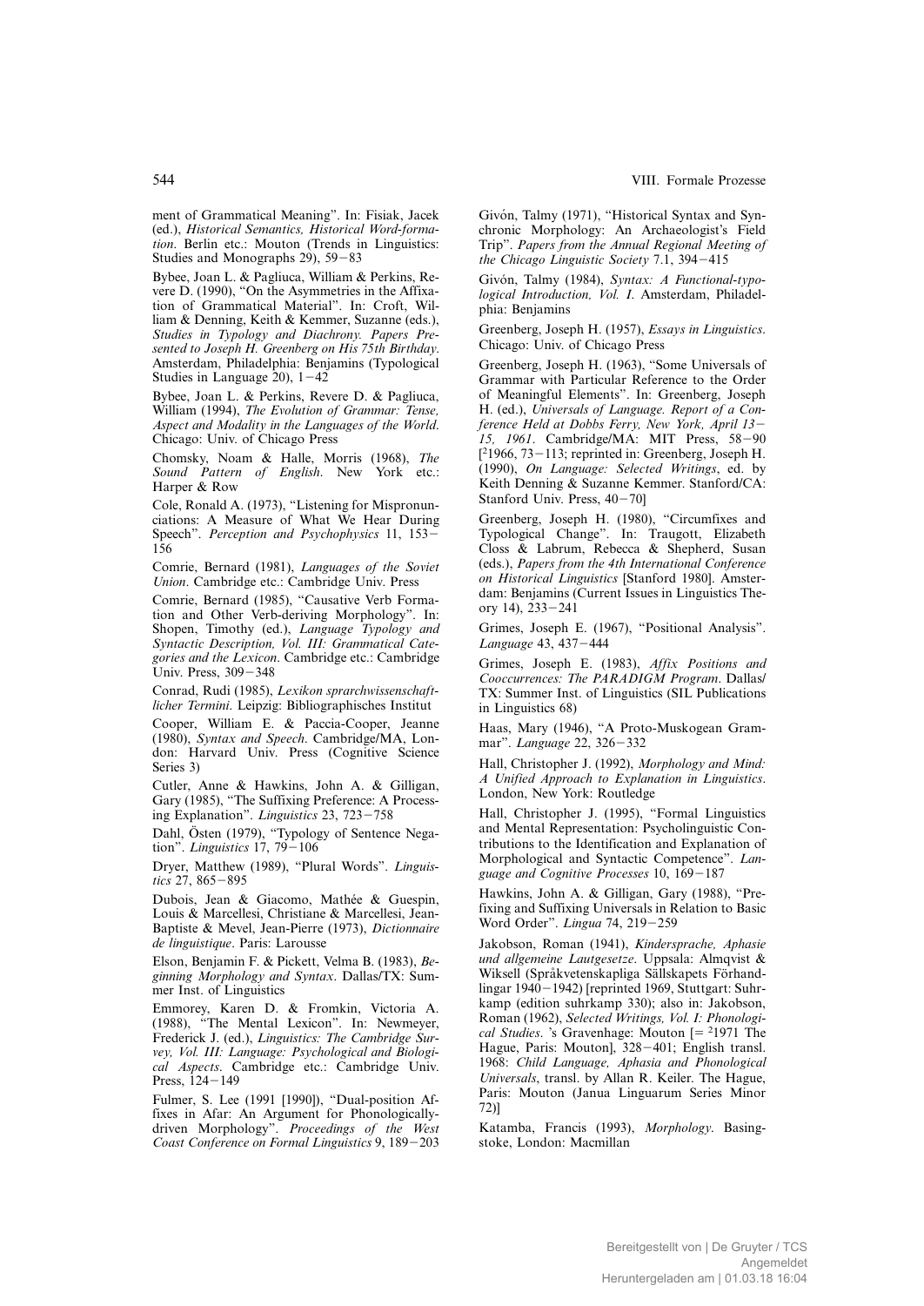ment of Grammatical Meaning". In: Fisiak, Jacek (ed.), *Historical Semantics, Historical Word-formation*. Berlin etc.: Mouton (Trends in Linguistics: Studies and Monographs 29), 59–83

Bybee, Joan L. & Pagliuca, William & Perkins, Revere D. (1990), "On the Asymmetries in the Affixation of Grammatical Material". In: Croft, William & Denning, Keith & Kemmer, Suzanne (eds.), *Studies in Typology and Diachrony. Papers Presented to Joseph H. Greenberg on His 75th Birthday*. Amsterdam, Philadelphia: Benjamins (Typological Studies in Language 20), 1–42

Bybee, Joan L. & Perkins, Revere D. & Pagliuca, William (1994), *The Evolution of Grammar: Tense, Aspect and Modality in the Languages of the World*. Chicago: Univ. of Chicago Press

Chomsky, Noam & Halle, Morris (1968), *The Sound Pattern of English*. New York etc.: Harper & Row

Cole, Ronald A. (1973), "Listening for Mispronunciations: A Measure of What We Hear During Speech". *Perception and Psychophysics* 11, 153–156

Comrie, Bernard (1981), *Languages of the Soviet Union*. Cambridge etc.: Cambridge Univ. Press

Comrie, Bernard (1985), "Causative Verb Formation and Other Verb-deriving Morphology". In: Shopen, Timothy (ed.), *Language Typology and Syntactic Description, Vol. III: Grammatical Categories and the Lexicon*. Cambridge etc.: Cambridge Univ. Press, 309–348

Conrad, Rudi (1985), *Lexikon sprarchwissenschaftlicher Termini*. Leipzig: Bibliographisches Institut

Cooper, William E. & Paccia-Cooper, Jeanne (1980), *Syntax and Speech*. Cambridge/MA, London: Harvard Univ. Press (Cognitive Science Series 3)

Cutler, Anne & Hawkins, John A. & Gilligan, Gary (1985), "The Suffixing Preference: A Processing Explanation". *Linguistics* 23, 723–758

Dahl, Östen (1979), "Typology of Sentence Negation". *Linguistics* 17, 79–106

Dryer, Matthew (1989), "Plural Words". *Linguistics* 27, 865–895

Dubois, Jean & Giacomo, Mathée & Guespin, Louis & Marcellesi, Christiane & Marcellesi, Jean-Baptiste & Mevel, Jean-Pierre (1973), *Dictionnaire de linguistique*. Paris: Larousse

Elson, Benjamin F. & Pickett, Velma B. (1983), *Beginning Morphology and Syntax*. Dallas/TX: Summer Inst. of Linguistics

Emmorey, Karen D. & Fromkin, Victoria A. (1988), "The Mental Lexicon". In: Newmeyer, Frederick J. (ed.), *Linguistics: The Cambridge Survey, Vol. III: Language: Psychological and Biological Aspects*. Cambridge etc.: Cambridge Univ. Press, 124–149

Fulmer, S. Lee (1991 [1990]), "Dual-position Affixes in Afar: An Argument for Phonologically-driven Morphology". *Proceedings of the West Coast Conference on Formal Linguistics* 9, 189–203

Givón, Talmy (1971), "Historical Syntax and Synchronic Morphology: An Archaeologist's Field Trip". *Papers from the Annual Regional Meeting of the Chicago Linguistic Society* 7.1, 394–415

Givón, Talmy (1984), *Syntax: A Functional-typological Introduction, Vol. I*. Amsterdam, Philadelphia: Benjamins

Greenberg, Joseph H. (1957), *Essays in Linguistics*. Chicago: Univ. of Chicago Press

Greenberg, Joseph H. (1963), "Some Universals of Grammar with Particular Reference to the Order of Meaningful Elements". In: Greenberg, Joseph H. (ed.), *Universals of Language. Report of a Conference Held at Dobbs Ferry, New York, April 13–15, 1961*. Cambridge/MA: MIT Press, 58–90 [[2]1966, 73–113; reprinted in: Greenberg, Joseph H. (1990), *On Language: Selected Writings*, ed. by Keith Denning & Suzanne Kemmer. Stanford/CA: Stanford Univ. Press, 40–70]

Greenberg, Joseph H. (1980), "Circumfixes and Typological Change". In: Traugott, Elizabeth Closs & Labrum, Rebecca & Shepherd, Susan (eds.), *Papers from the 4th International Conference on Historical Linguistics* [Stanford 1980]. Amsterdam: Benjamins (Current Issues in Linguistics Theory 14), 233–241

Grimes, Joseph E. (1967), "Positional Analysis". *Language* 43, 437–444

Grimes, Joseph E. (1983), *Affix Positions and Cooccurrences: The PARADIGM Program*. Dallas/TX: Summer Inst. of Linguistics (SIL Publications in Linguistics 68)

Haas, Mary (1946), "A Proto-Muskogean Grammar". *Language* 22, 326–332

Hall, Christopher J. (1992), *Morphology and Mind: A Unified Approach to Explanation in Linguistics*. London, New York: Routledge

Hall, Christopher J. (1995), "Formal Linguistics and Mental Representation: Psycholinguistic Contributions to the Identification and Explanation of Morphological and Syntactic Competence". *Language and Cognitive Processes* 10, 169–187

Hawkins, John A. & Gilligan, Gary (1988), "Prefixing and Suffixing Universals in Relation to Basic Word Order". *Lingua* 74, 219–259

Jakobson, Roman (1941), *Kindersprache, Aphasie und allgemeine Lautgesetze*. Uppsala: Almqvist & Wiksell (Språkvetenskapliga Sällskapets Förhandlingar 1940–1942) [reprinted 1969, Stuttgart: Suhrkamp (edition suhrkamp 330); also in: Jakobson, Roman (1962), *Selected Writings, Vol. I: Phonological Studies*. 's Gravenhage: Mouton [= [2]1971 The Hague, Paris: Mouton], 328–401; English transl. 1968: *Child Language, Aphasia and Phonological Universals*, transl. by Allan R. Keiler. The Hague, Paris: Mouton (Janua Linguarum Series Minor 72)]

Katamba, Francis (1993), *Morphology*. Basingstoke, London: Macmillan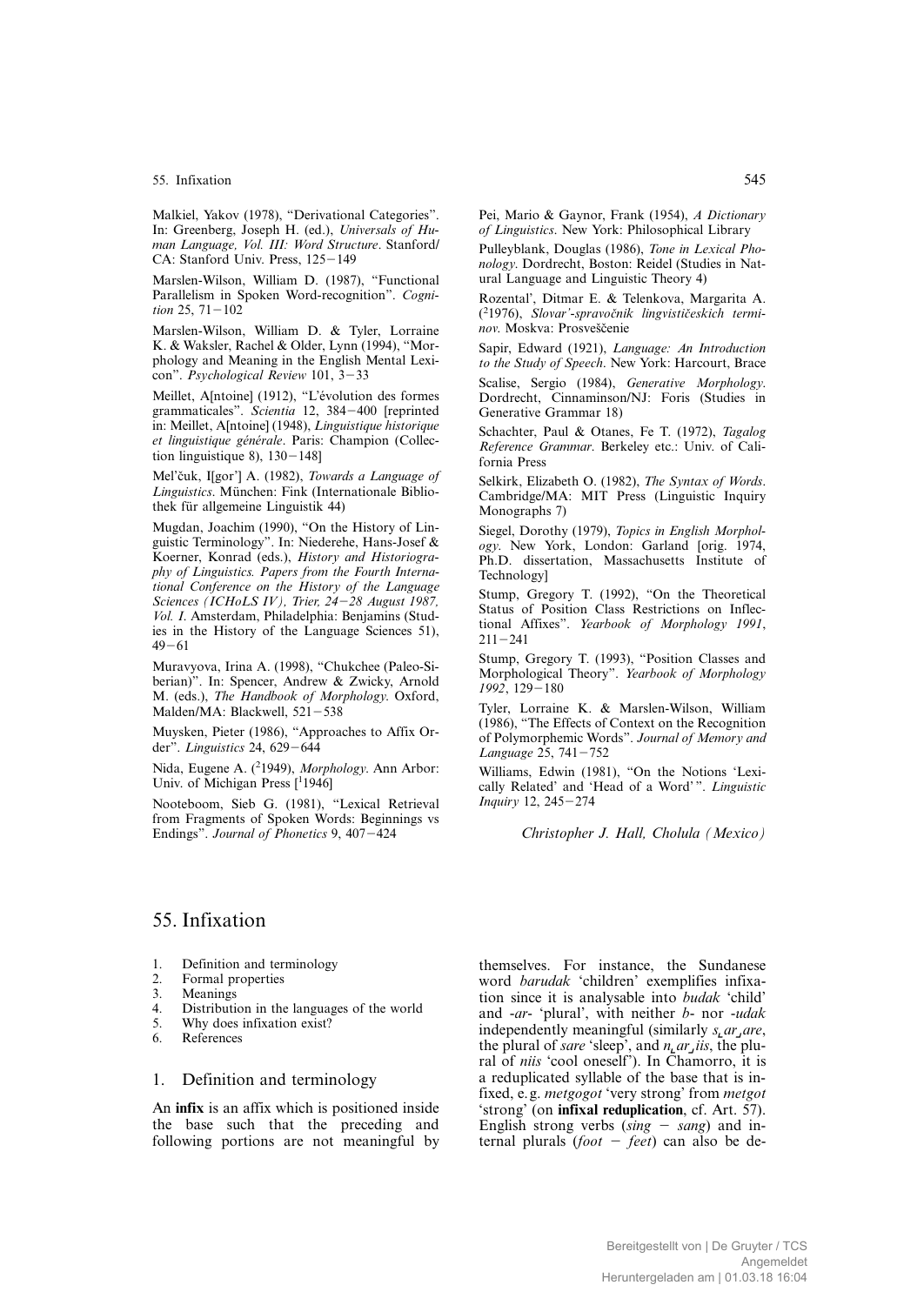Malkiel, Yakov (1978), "Derivational Categories". In: Greenberg, Joseph H. (ed.), *Universals of Human Language, Vol. III: Word Structure*. Stanford/CA: Stanford Univ. Press, 125–149

Marslen-Wilson, William D. (1987), "Functional Parallelism in Spoken Word-recognition". *Cognition* 25, 71–102

Marslen-Wilson, William D. & Tyler, Lorraine K. & Waksler, Rachel & Older, Lynn (1994), "Morphology and Meaning in the English Mental Lexicon". *Psychological Review* 101, 3–33

Meillet, A[ntoine] (1912), "L'évolution des formes grammaticales". *Scientia* 12, 384–400 [reprinted in: Meillet, A[ntoine] (1948), *Linguistique historique et linguistique générale*. Paris: Champion (Collection linguistique 8), 130–148]

Mel'čuk, I[gor'] A. (1982), *Towards a Language of Linguistics*. München: Fink (Internationale Bibliothek für allgemeine Linguistik 44)

Mugdan, Joachim (1990), "On the History of Linguistic Terminology". In: Niederehe, Hans-Josef & Koerner, Konrad (eds.), *History and Historiography of Linguistics. Papers from the Fourth International Conference on the History of the Language Sciences (ICHoLS IV), Trier, 24–28 August 1987, Vol. I*. Amsterdam, Philadelphia: Benjamins (Studies in the History of the Language Sciences 51), 49–61

Muravyova, Irina A. (1998), "Chukchee (Paleo-Siberian)". In: Spencer, Andrew & Zwicky, Arnold M. (eds.), *The Handbook of Morphology*. Oxford, Malden/MA: Blackwell, 521–538

Muysken, Pieter (1986), "Approaches to Affix Order". *Linguistics* 24, 629–644

Nida, Eugene A. ([2]1949), *Morphology*. Ann Arbor: Univ. of Michigan Press [[1]1946]

Nooteboom, Sieb G. (1981), "Lexical Retrieval from Fragments of Spoken Words: Beginnings vs Endings". *Journal of Phonetics* 9, 407–424

Pei, Mario & Gaynor, Frank (1954), *A Dictionary of Linguistics*. New York: Philosophical Library

Pulleyblank, Douglas (1986), *Tone in Lexical Phonology*. Dordrecht, Boston: Reidel (Studies in Natural Language and Linguistic Theory 4)

Rozental', Ditmar E. & Telenkova, Margarita A. ([2]1976), *Slovar'-spravočnik lingvističeskich terminov*. Moskva: Prosveščenie

Sapir, Edward (1921), *Language: An Introduction to the Study of Speech*. New York: Harcourt, Brace

Scalise, Sergio (1984), *Generative Morphology*. Dordrecht, Cinnaminson/NJ: Foris (Studies in Generative Grammar 18)

Schachter, Paul & Otanes, Fe T. (1972), *Tagalog Reference Grammar*. Berkeley etc.: Univ. of California Press

Selkirk, Elizabeth O. (1982), *The Syntax of Words*. Cambridge/MA: MIT Press (Linguistic Inquiry Monographs 7)

Siegel, Dorothy (1979), *Topics in English Morphology*. New York, London: Garland [orig. 1974, Ph.D. dissertation, Massachusetts Institute of Technology]

Stump, Gregory T. (1992), "On the Theoretical Status of Position Class Restrictions on Inflectional Affixes". *Yearbook of Morphology 1991*, 211–241

Stump, Gregory T. (1993), "Position Classes and Morphological Theory". *Yearbook of Morphology 1992*, 129–180

Tyler, Lorraine K. & Marslen-Wilson, William (1986), "The Effects of Context on the Recognition of Polymorphemic Words". *Journal of Memory and Language* 25, 741–752

Williams, Edwin (1981), "On the Notions 'Lexically Related' and 'Head of a Word'". *Linguistic Inquiry* 12, 245–274

*Christopher J. Hall, Cholula (Mexico)*

# 55. Infixation

1. Definition and terminology
2. Formal properties
3. Meanings
4. Distribution in the languages of the world
5. Why does infixation exist?
6. References

## 1. Definition and terminology

An **infix** is an affix which is positioned inside the base such that the preceding and following portions are not meaningful by themselves. For instance, the Sundanese word *barudak* 'children' exemplifies infixation since it is analysable into *budak* 'child' and *-ar-* 'plural', with neither *b-* nor *-udak* independently meaningful (similarly *s⌞ar⌟are*, the plural of *sare* 'sleep', and *n⌞ar⌟iis*, the plural of *niis* 'cool oneself'). In Chamorro, it is a reduplicated syllable of the base that is infixed, e.g. *metgogot* 'very strong' from *metgot* 'strong' (on **infixal reduplication**, cf. Art. 57). English strong verbs (*sing* – *sang*) and internal plurals (*foot* – *feet*) can also be de-